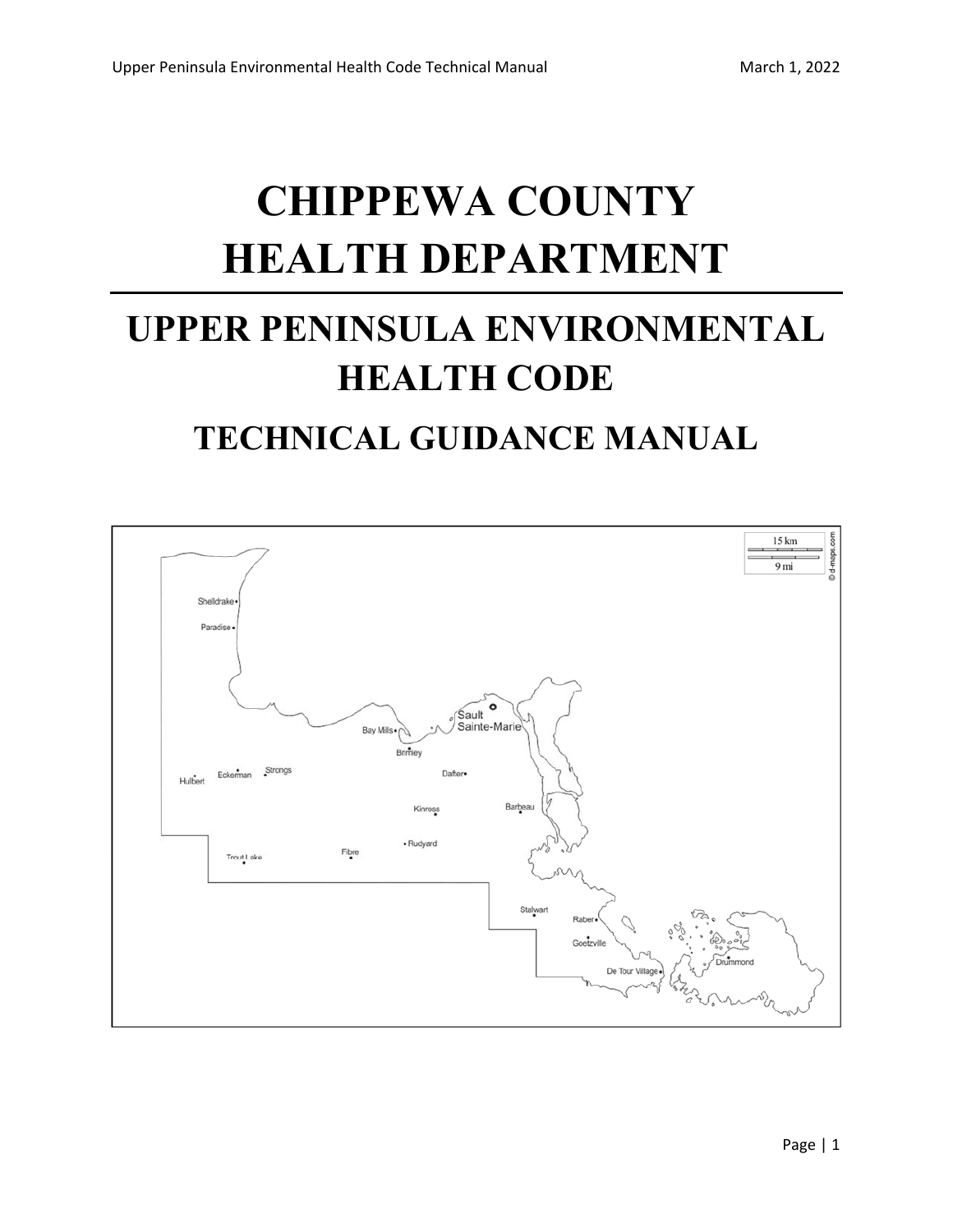# CHIPPEWA COUNTY HEALTH DEPARTMENT

## UPPER PENINSULA ENVIRONMENTAL HEALTH CODE

## TECHNICAL GUIDANCE MANUAL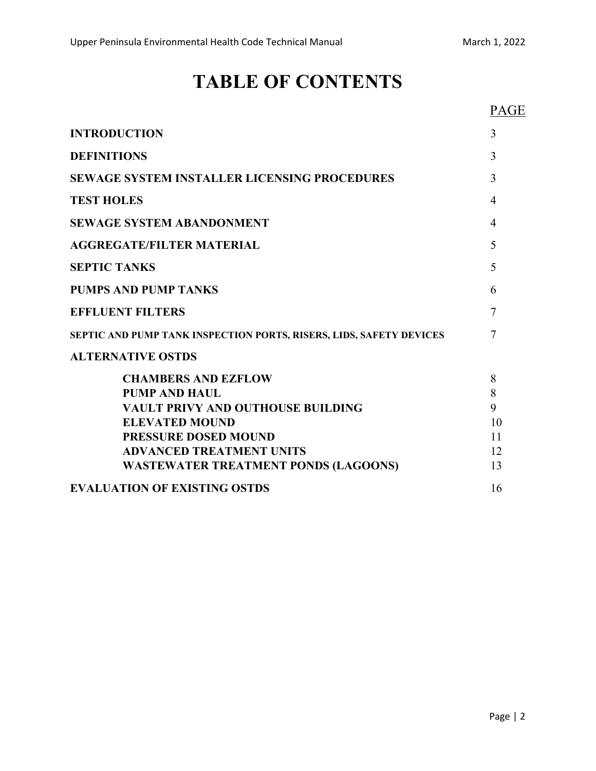# TABLE OF CONTENTS

| | PAGE |
|---|---|
| **INTRODUCTION** | 3 |
| **DEFINITIONS** | 3 |
| **SEWAGE SYSTEM INSTALLER LICENSING PROCEDURES** | 3 |
| **TEST HOLES** | 4 |
| **SEWAGE SYSTEM ABANDONMENT** | 4 |
| **AGGREGATE/FILTER MATERIAL** | 5 |
| **SEPTIC TANKS** | 5 |
| **PUMPS AND PUMP TANKS** | 6 |
| **EFFLUENT FILTERS** | 7 |
| **SEPTIC AND PUMP TANK INSPECTION PORTS, RISERS, LIDS, SAFETY DEVICES** | 7 |
| **ALTERNATIVE OSTDS** | |
| &nbsp;&nbsp;&nbsp;&nbsp;**CHAMBERS AND EZFLOW** | 8 |
| &nbsp;&nbsp;&nbsp;&nbsp;**PUMP AND HAUL** | 8 |
| &nbsp;&nbsp;&nbsp;&nbsp;**VAULT PRIVY AND OUTHOUSE BUILDING** | 9 |
| &nbsp;&nbsp;&nbsp;&nbsp;**ELEVATED MOUND** | 10 |
| &nbsp;&nbsp;&nbsp;&nbsp;**PRESSURE DOSED MOUND** | 11 |
| &nbsp;&nbsp;&nbsp;&nbsp;**ADVANCED TREATMENT UNITS** | 12 |
| &nbsp;&nbsp;&nbsp;&nbsp;**WASTEWATER TREATMENT PONDS (LAGOONS)** | 13 |
| **EVALUATION OF EXISTING OSTDS** | 16 |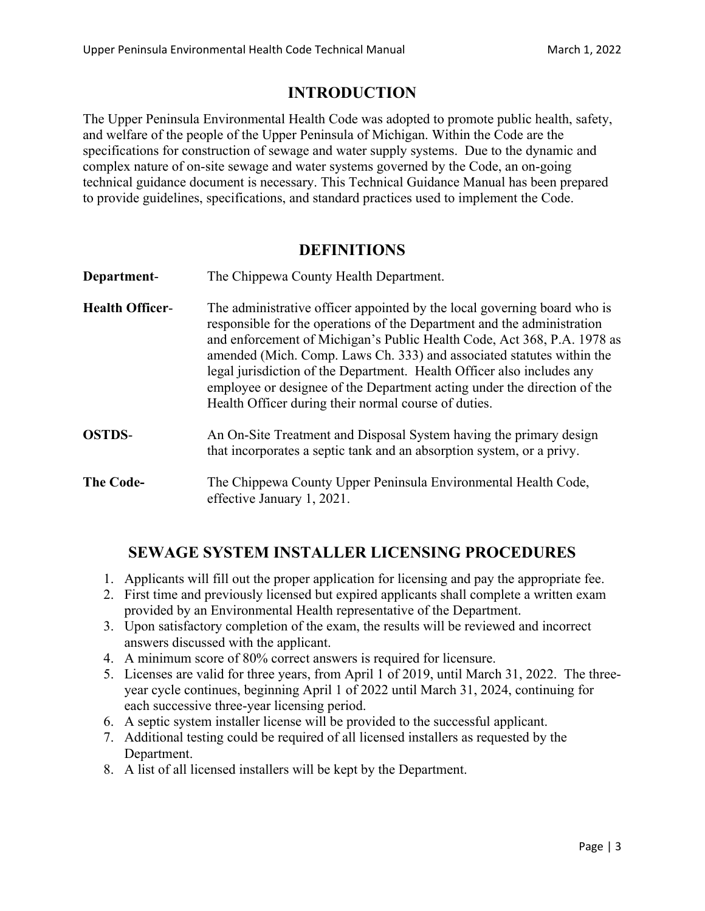# INTRODUCTION

The Upper Peninsula Environmental Health Code was adopted to promote public health, safety, and welfare of the people of the Upper Peninsula of Michigan. Within the Code are the specifications for construction of sewage and water supply systems. Due to the dynamic and complex nature of on-site sewage and water systems governed by the Code, an on-going technical guidance document is necessary. This Technical Guidance Manual has been prepared to provide guidelines, specifications, and standard practices used to implement the Code.

# DEFINITIONS

**Department**- The Chippewa County Health Department.

**Health Officer**- The administrative officer appointed by the local governing board who is responsible for the operations of the Department and the administration and enforcement of Michigan's Public Health Code, Act 368, P.A. 1978 as amended (Mich. Comp. Laws Ch. 333) and associated statutes within the legal jurisdiction of the Department. Health Officer also includes any employee or designee of the Department acting under the direction of the Health Officer during their normal course of duties.

**OSTDS**- An On-Site Treatment and Disposal System having the primary design that incorporates a septic tank and an absorption system, or a privy.

**The Code-** The Chippewa County Upper Peninsula Environmental Health Code, effective January 1, 2021.

# SEWAGE SYSTEM INSTALLER LICENSING PROCEDURES

1. Applicants will fill out the proper application for licensing and pay the appropriate fee.
2. First time and previously licensed but expired applicants shall complete a written exam provided by an Environmental Health representative of the Department.
3. Upon satisfactory completion of the exam, the results will be reviewed and incorrect answers discussed with the applicant.
4. A minimum score of 80% correct answers is required for licensure.
5. Licenses are valid for three years, from April 1 of 2019, until March 31, 2022. The three-year cycle continues, beginning April 1 of 2022 until March 31, 2024, continuing for each successive three-year licensing period.
6. A septic system installer license will be provided to the successful applicant.
7. Additional testing could be required of all licensed installers as requested by the Department.
8. A list of all licensed installers will be kept by the Department.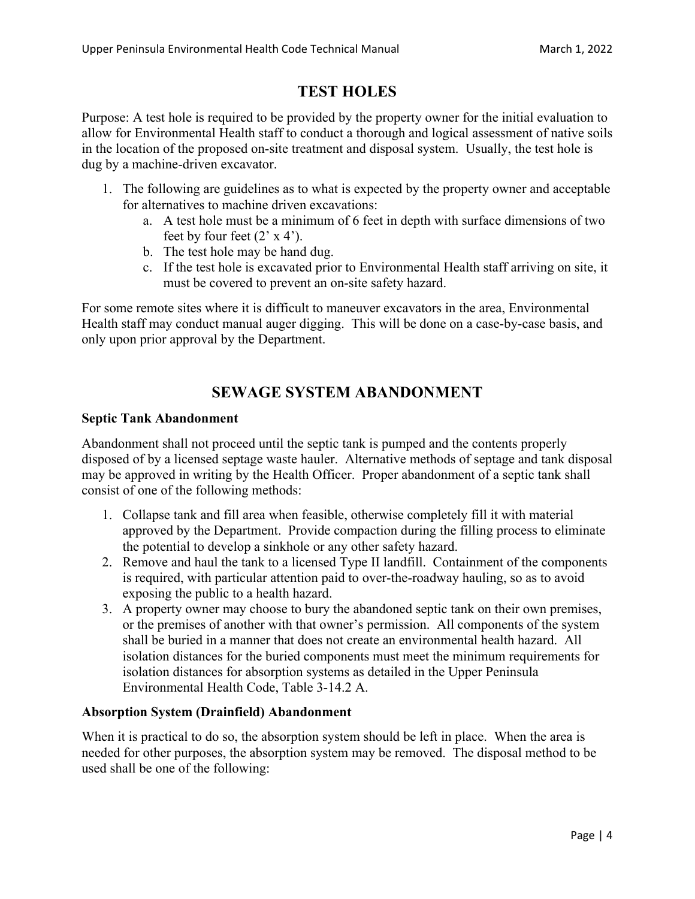## TEST HOLES

Purpose: A test hole is required to be provided by the property owner for the initial evaluation to allow for Environmental Health staff to conduct a thorough and logical assessment of native soils in the location of the proposed on-site treatment and disposal system. Usually, the test hole is dug by a machine-driven excavator.

1. The following are guidelines as to what is expected by the property owner and acceptable for alternatives to machine driven excavations:
   a. A test hole must be a minimum of 6 feet in depth with surface dimensions of two feet by four feet (2' x 4').
   b. The test hole may be hand dug.
   c. If the test hole is excavated prior to Environmental Health staff arriving on site, it must be covered to prevent an on-site safety hazard.

For some remote sites where it is difficult to maneuver excavators in the area, Environmental Health staff may conduct manual auger digging. This will be done on a case-by-case basis, and only upon prior approval by the Department.

## SEWAGE SYSTEM ABANDONMENT

**Septic Tank Abandonment**

Abandonment shall not proceed until the septic tank is pumped and the contents properly disposed of by a licensed septage waste hauler. Alternative methods of septage and tank disposal may be approved in writing by the Health Officer. Proper abandonment of a septic tank shall consist of one of the following methods:

1. Collapse tank and fill area when feasible, otherwise completely fill it with material approved by the Department. Provide compaction during the filling process to eliminate the potential to develop a sinkhole or any other safety hazard.
2. Remove and haul the tank to a licensed Type II landfill. Containment of the components is required, with particular attention paid to over-the-roadway hauling, so as to avoid exposing the public to a health hazard.
3. A property owner may choose to bury the abandoned septic tank on their own premises, or the premises of another with that owner's permission. All components of the system shall be buried in a manner that does not create an environmental health hazard. All isolation distances for the buried components must meet the minimum requirements for isolation distances for absorption systems as detailed in the Upper Peninsula Environmental Health Code, Table 3-14.2 A.

**Absorption System (Drainfield) Abandonment**

When it is practical to do so, the absorption system should be left in place. When the area is needed for other purposes, the absorption system may be removed. The disposal method to be used shall be one of the following: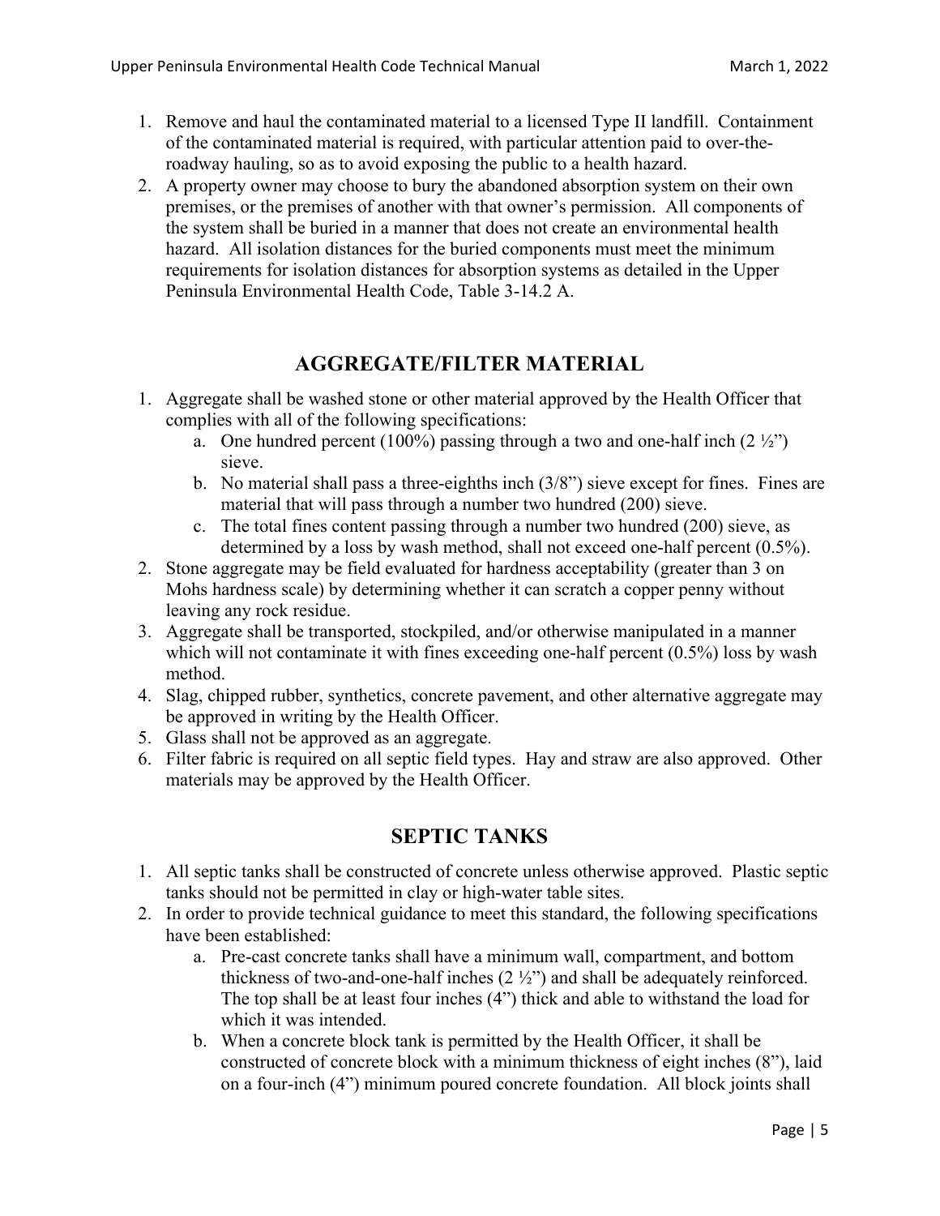1. Remove and haul the contaminated material to a licensed Type II landfill. Containment of the contaminated material is required, with particular attention paid to over-the-roadway hauling, so as to avoid exposing the public to a health hazard.
2. A property owner may choose to bury the abandoned absorption system on their own premises, or the premises of another with that owner's permission. All components of the system shall be buried in a manner that does not create an environmental health hazard. All isolation distances for the buried components must meet the minimum requirements for isolation distances for absorption systems as detailed in the Upper Peninsula Environmental Health Code, Table 3-14.2 A.

## AGGREGATE/FILTER MATERIAL

1. Aggregate shall be washed stone or other material approved by the Health Officer that complies with all of the following specifications:
    a. One hundred percent (100%) passing through a two and one-half inch (2 ½") sieve.
    b. No material shall pass a three-eighths inch (3/8") sieve except for fines. Fines are material that will pass through a number two hundred (200) sieve.
    c. The total fines content passing through a number two hundred (200) sieve, as determined by a loss by wash method, shall not exceed one-half percent (0.5%).
2. Stone aggregate may be field evaluated for hardness acceptability (greater than 3 on Mohs hardness scale) by determining whether it can scratch a copper penny without leaving any rock residue.
3. Aggregate shall be transported, stockpiled, and/or otherwise manipulated in a manner which will not contaminate it with fines exceeding one-half percent (0.5%) loss by wash method.
4. Slag, chipped rubber, synthetics, concrete pavement, and other alternative aggregate may be approved in writing by the Health Officer.
5. Glass shall not be approved as an aggregate.
6. Filter fabric is required on all septic field types. Hay and straw are also approved. Other materials may be approved by the Health Officer.

## SEPTIC TANKS

1. All septic tanks shall be constructed of concrete unless otherwise approved. Plastic septic tanks should not be permitted in clay or high-water table sites.
2. In order to provide technical guidance to meet this standard, the following specifications have been established:
    a. Pre-cast concrete tanks shall have a minimum wall, compartment, and bottom thickness of two-and-one-half inches (2 ½") and shall be adequately reinforced. The top shall be at least four inches (4") thick and able to withstand the load for which it was intended.
    b. When a concrete block tank is permitted by the Health Officer, it shall be constructed of concrete block with a minimum thickness of eight inches (8"), laid on a four-inch (4") minimum poured concrete foundation. All block joints shall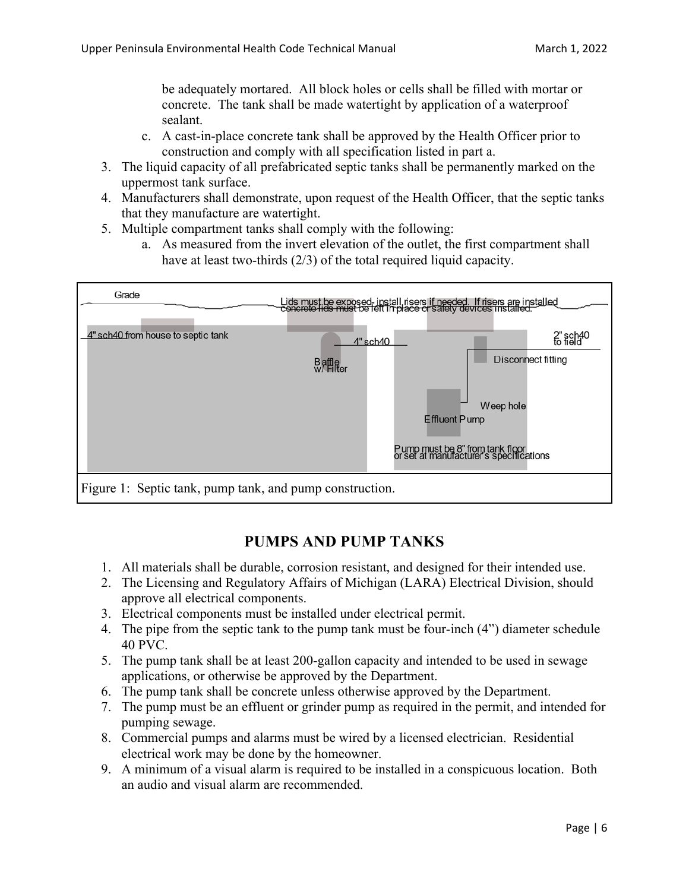be adequately mortared. All block holes or cells shall be filled with mortar or concrete. The tank shall be made watertight by application of a waterproof sealant.

c. A cast-in-place concrete tank shall be approved by the Health Officer prior to construction and comply with all specification listed in part a.

3. The liquid capacity of all prefabricated septic tanks shall be permanently marked on the uppermost tank surface.
4. Manufacturers shall demonstrate, upon request of the Health Officer, that the septic tanks that they manufacture are watertight.
5. Multiple compartment tanks shall comply with the following:
   a. As measured from the invert elevation of the outlet, the first compartment shall have at least two-thirds (2/3) of the total required liquid capacity.

Figure 1: Septic tank, pump tank, and pump construction.

## PUMPS AND PUMP TANKS

1. All materials shall be durable, corrosion resistant, and designed for their intended use.
2. The Licensing and Regulatory Affairs of Michigan (LARA) Electrical Division, should approve all electrical components.
3. Electrical components must be installed under electrical permit.
4. The pipe from the septic tank to the pump tank must be four-inch (4") diameter schedule 40 PVC.
5. The pump tank shall be at least 200-gallon capacity and intended to be used in sewage applications, or otherwise be approved by the Department.
6. The pump tank shall be concrete unless otherwise approved by the Department.
7. The pump must be an effluent or grinder pump as required in the permit, and intended for pumping sewage.
8. Commercial pumps and alarms must be wired by a licensed electrician. Residential electrical work may be done by the homeowner.
9. A minimum of a visual alarm is required to be installed in a conspicuous location. Both an audio and visual alarm are recommended.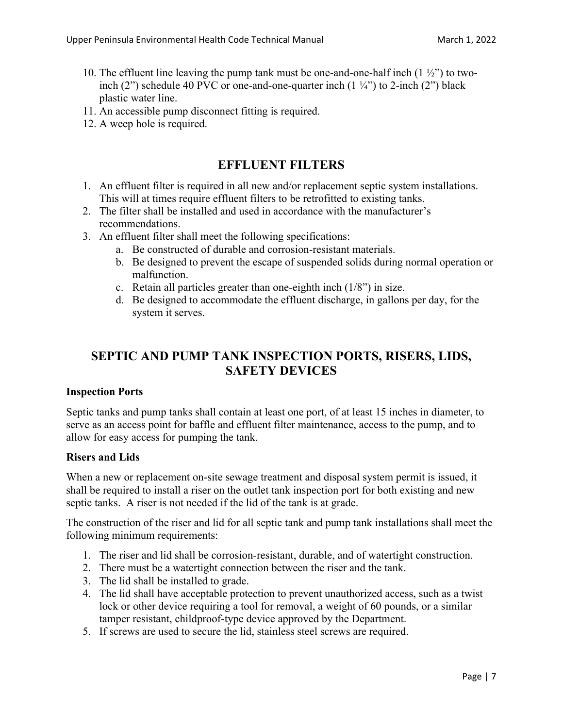10. The effluent line leaving the pump tank must be one-and-one-half inch (1 ½") to two-inch (2") schedule 40 PVC or one-and-one-quarter inch (1 ¼") to 2-inch (2") black plastic water line.
11. An accessible pump disconnect fitting is required.
12. A weep hole is required.

## EFFLUENT FILTERS

1. An effluent filter is required in all new and/or replacement septic system installations. This will at times require effluent filters to be retrofitted to existing tanks.
2. The filter shall be installed and used in accordance with the manufacturer's recommendations.
3. An effluent filter shall meet the following specifications:
   a. Be constructed of durable and corrosion-resistant materials.
   b. Be designed to prevent the escape of suspended solids during normal operation or malfunction.
   c. Retain all particles greater than one-eighth inch (1/8") in size.
   d. Be designed to accommodate the effluent discharge, in gallons per day, for the system it serves.

## SEPTIC AND PUMP TANK INSPECTION PORTS, RISERS, LIDS, SAFETY DEVICES

### Inspection Ports

Septic tanks and pump tanks shall contain at least one port, of at least 15 inches in diameter, to serve as an access point for baffle and effluent filter maintenance, access to the pump, and to allow for easy access for pumping the tank.

### Risers and Lids

When a new or replacement on-site sewage treatment and disposal system permit is issued, it shall be required to install a riser on the outlet tank inspection port for both existing and new septic tanks. A riser is not needed if the lid of the tank is at grade.

The construction of the riser and lid for all septic tank and pump tank installations shall meet the following minimum requirements:

1. The riser and lid shall be corrosion-resistant, durable, and of watertight construction.
2. There must be a watertight connection between the riser and the tank.
3. The lid shall be installed to grade.
4. The lid shall have acceptable protection to prevent unauthorized access, such as a twist lock or other device requiring a tool for removal, a weight of 60 pounds, or a similar tamper resistant, childproof-type device approved by the Department.
5. If screws are used to secure the lid, stainless steel screws are required.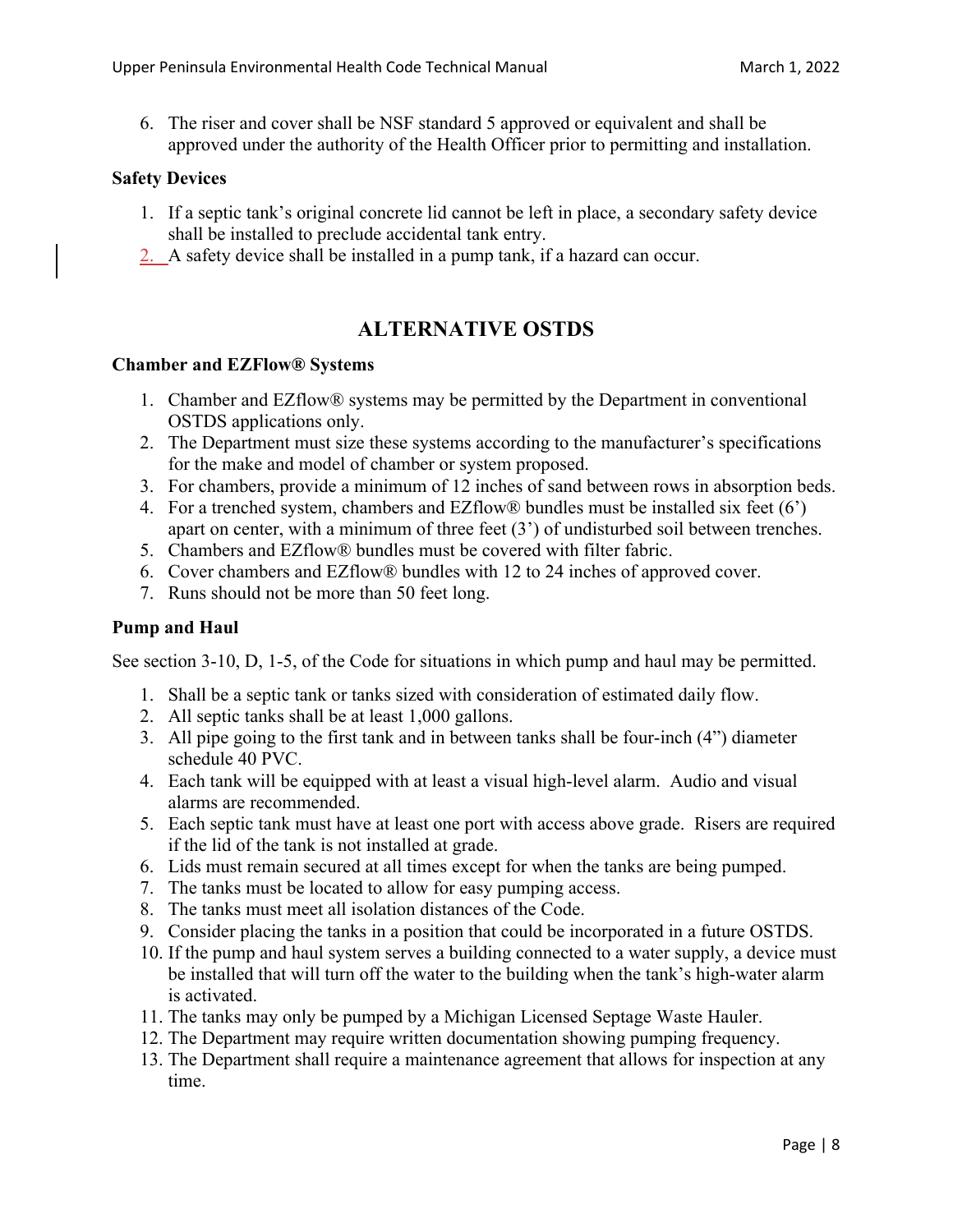6. The riser and cover shall be NSF standard 5 approved or equivalent and shall be approved under the authority of the Health Officer prior to permitting and installation.

**Safety Devices**

1. If a septic tank's original concrete lid cannot be left in place, a secondary safety device shall be installed to preclude accidental tank entry.
2. A safety device shall be installed in a pump tank, if a hazard can occur.

## ALTERNATIVE OSTDS

**Chamber and EZFlow® Systems**

1. Chamber and EZflow® systems may be permitted by the Department in conventional OSTDS applications only.
2. The Department must size these systems according to the manufacturer's specifications for the make and model of chamber or system proposed.
3. For chambers, provide a minimum of 12 inches of sand between rows in absorption beds.
4. For a trenched system, chambers and EZflow® bundles must be installed six feet (6') apart on center, with a minimum of three feet (3') of undisturbed soil between trenches.
5. Chambers and EZflow® bundles must be covered with filter fabric.
6. Cover chambers and EZflow® bundles with 12 to 24 inches of approved cover.
7. Runs should not be more than 50 feet long.

**Pump and Haul**

See section 3-10, D, 1-5, of the Code for situations in which pump and haul may be permitted.

1. Shall be a septic tank or tanks sized with consideration of estimated daily flow.
2. All septic tanks shall be at least 1,000 gallons.
3. All pipe going to the first tank and in between tanks shall be four-inch (4") diameter schedule 40 PVC.
4. Each tank will be equipped with at least a visual high-level alarm. Audio and visual alarms are recommended.
5. Each septic tank must have at least one port with access above grade. Risers are required if the lid of the tank is not installed at grade.
6. Lids must remain secured at all times except for when the tanks are being pumped.
7. The tanks must be located to allow for easy pumping access.
8. The tanks must meet all isolation distances of the Code.
9. Consider placing the tanks in a position that could be incorporated in a future OSTDS.
10. If the pump and haul system serves a building connected to a water supply, a device must be installed that will turn off the water to the building when the tank's high-water alarm is activated.
11. The tanks may only be pumped by a Michigan Licensed Septage Waste Hauler.
12. The Department may require written documentation showing pumping frequency.
13. The Department shall require a maintenance agreement that allows for inspection at any time.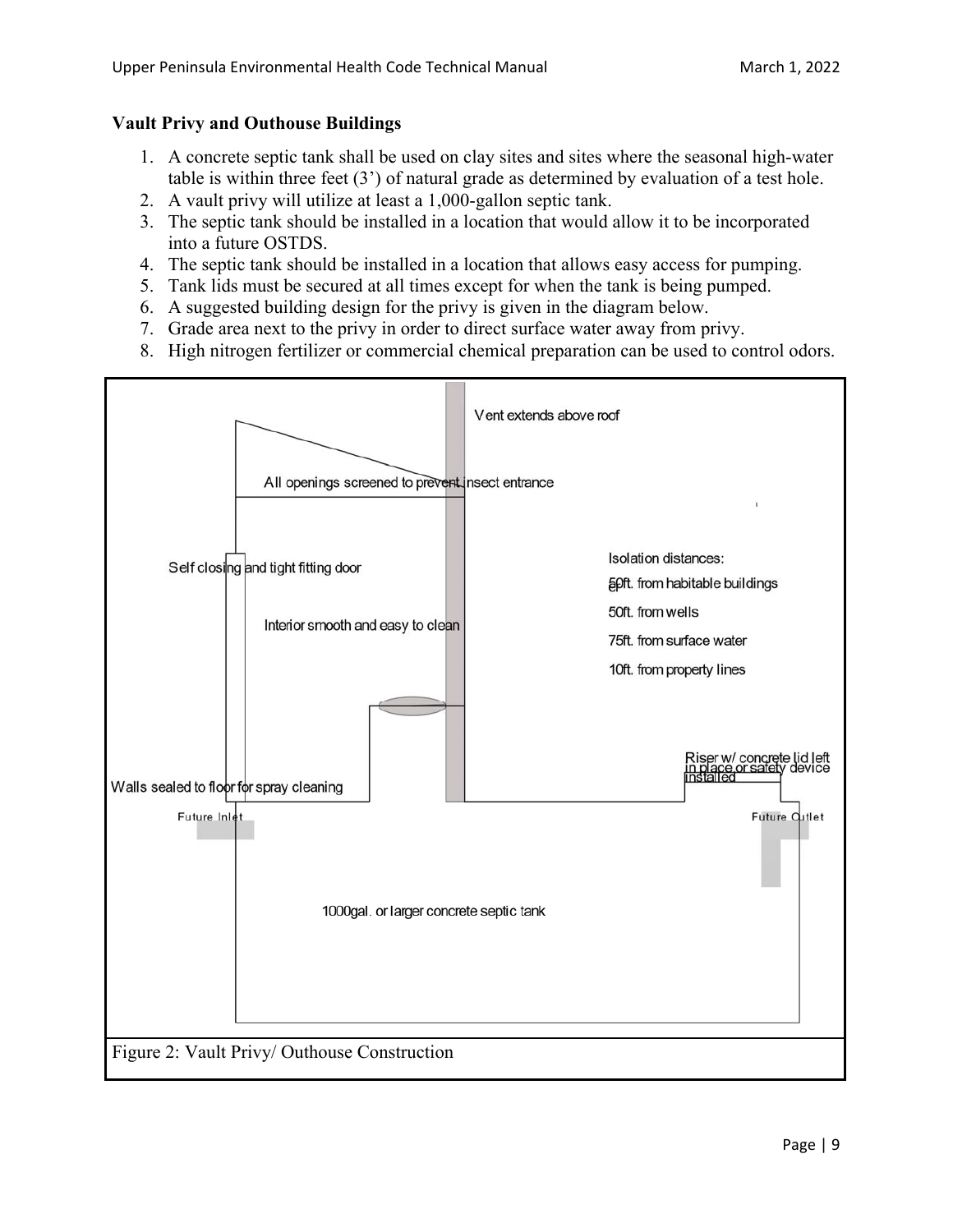**Vault Privy and Outhouse Buildings**

1. A concrete septic tank shall be used on clay sites and sites where the seasonal high-water table is within three feet (3') of natural grade as determined by evaluation of a test hole.
2. A vault privy will utilize at least a 1,000-gallon septic tank.
3. The septic tank should be installed in a location that would allow it to be incorporated into a future OSTDS.
4. The septic tank should be installed in a location that allows easy access for pumping.
5. Tank lids must be secured at all times except for when the tank is being pumped.
6. A suggested building design for the privy is given in the diagram below.
7. Grade area next to the privy in order to direct surface water away from privy.
8. High nitrogen fertilizer or commercial chemical preparation can be used to control odors.

Vent extends above roof

All openings screened to prevent insect entrance

Self closing and tight fitting door

Interior smooth and easy to clean

Isolation distances:
50ft. from habitable buildings
50ft. from wells
75ft. from surface water
10ft. from property lines

Riser w/ concrete lid left in place or safety device installed

Walls sealed to floor for spray cleaning

Future Inlet

Future Outlet

1000gal. or larger concrete septic tank

Figure 2: Vault Privy/ Outhouse Construction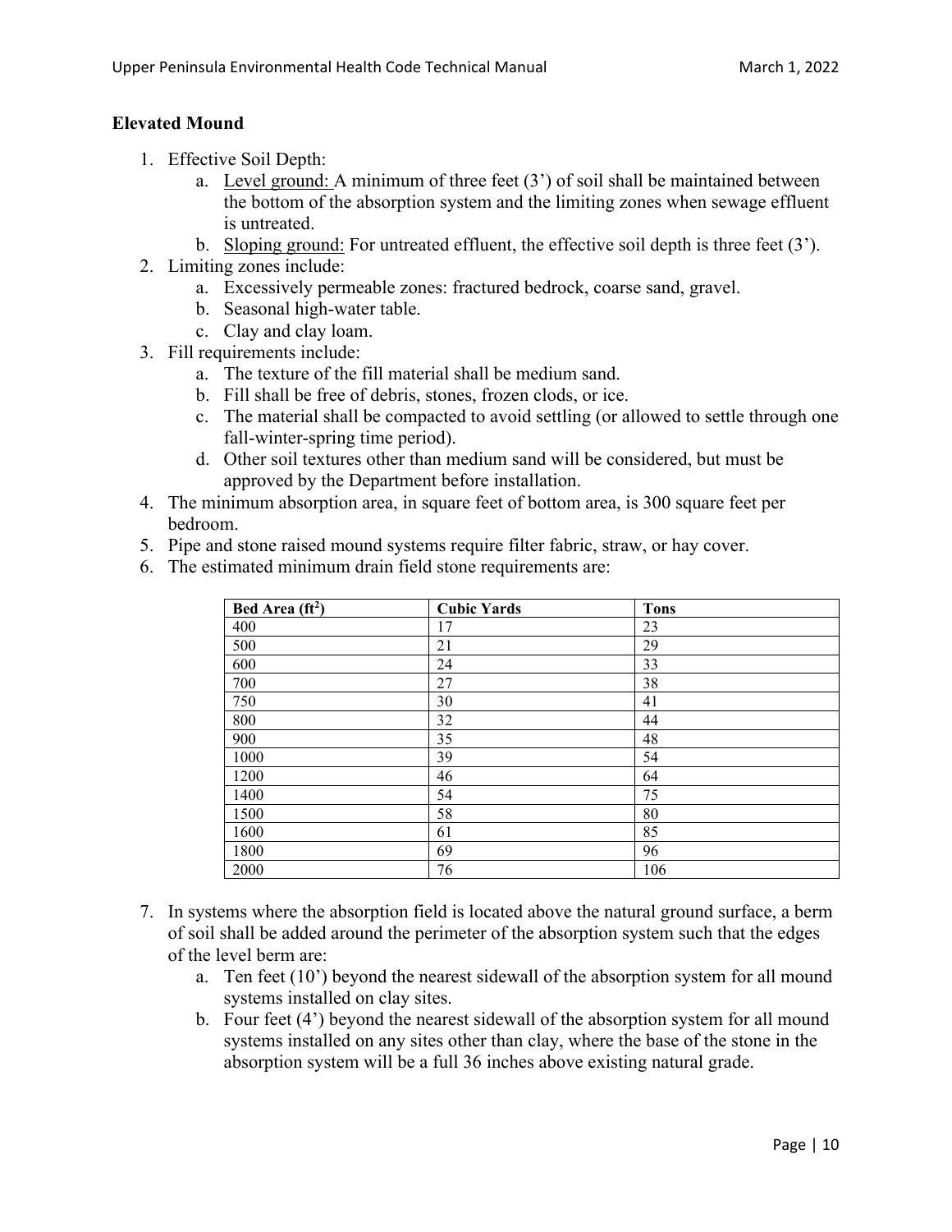## Elevated Mound

1. Effective Soil Depth:
    a. Level ground: A minimum of three feet (3') of soil shall be maintained between the bottom of the absorption system and the limiting zones when sewage effluent is untreated.
    b. Sloping ground: For untreated effluent, the effective soil depth is three feet (3').
2. Limiting zones include:
    a. Excessively permeable zones: fractured bedrock, coarse sand, gravel.
    b. Seasonal high-water table.
    c. Clay and clay loam.
3. Fill requirements include:
    a. The texture of the fill material shall be medium sand.
    b. Fill shall be free of debris, stones, frozen clods, or ice.
    c. The material shall be compacted to avoid settling (or allowed to settle through one fall-winter-spring time period).
    d. Other soil textures other than medium sand will be considered, but must be approved by the Department before installation.
4. The minimum absorption area, in square feet of bottom area, is 300 square feet per bedroom.
5. Pipe and stone raised mound systems require filter fabric, straw, or hay cover.
6. The estimated minimum drain field stone requirements are:

| Bed Area ($ft^2$) | Cubic Yards | Tons |
|---|---|---|
| 400 | 17 | 23 |
| 500 | 21 | 29 |
| 600 | 24 | 33 |
| 700 | 27 | 38 |
| 750 | 30 | 41 |
| 800 | 32 | 44 |
| 900 | 35 | 48 |
| 1000 | 39 | 54 |
| 1200 | 46 | 64 |
| 1400 | 54 | 75 |
| 1500 | 58 | 80 |
| 1600 | 61 | 85 |
| 1800 | 69 | 96 |
| 2000 | 76 | 106 |

7. In systems where the absorption field is located above the natural ground surface, a berm of soil shall be added around the perimeter of the absorption system such that the edges of the level berm are:
    a. Ten feet (10') beyond the nearest sidewall of the absorption system for all mound systems installed on clay sites.
    b. Four feet (4') beyond the nearest sidewall of the absorption system for all mound systems installed on any sites other than clay, where the base of the stone in the absorption system will be a full 36 inches above existing natural grade.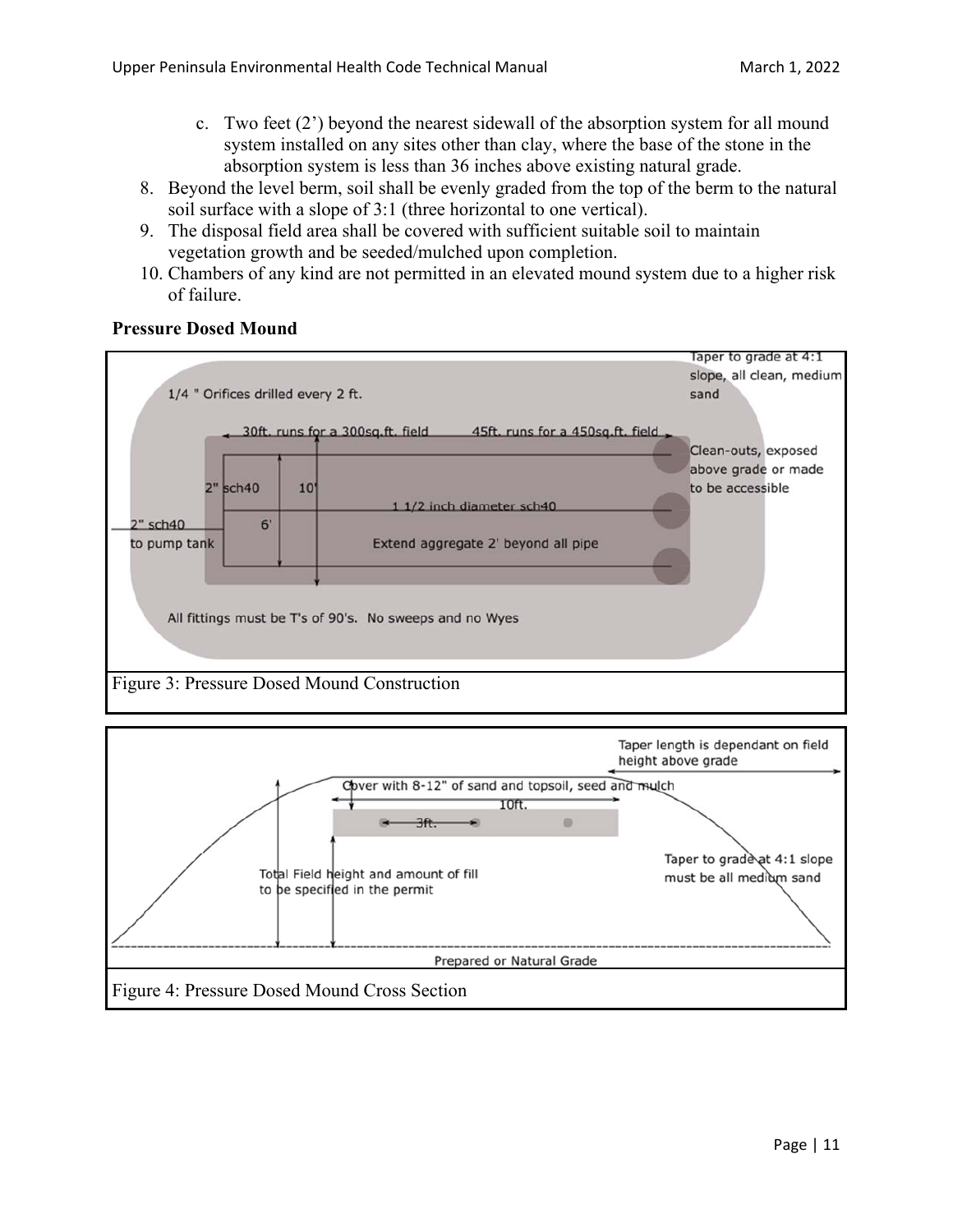c. Two feet (2') beyond the nearest sidewall of the absorption system for all mound system installed on any sites other than clay, where the base of the stone in the absorption system is less than 36 inches above existing natural grade.

8. Beyond the level berm, soil shall be evenly graded from the top of the berm to the natural soil surface with a slope of 3:1 (three horizontal to one vertical).
9. The disposal field area shall be covered with sufficient suitable soil to maintain vegetation growth and be seeded/mulched upon completion.
10. Chambers of any kind are not permitted in an elevated mound system due to a higher risk of failure.

**Pressure Dosed Mound**

Figure 3: Pressure Dosed Mound Construction

Figure 4: Pressure Dosed Mound Cross Section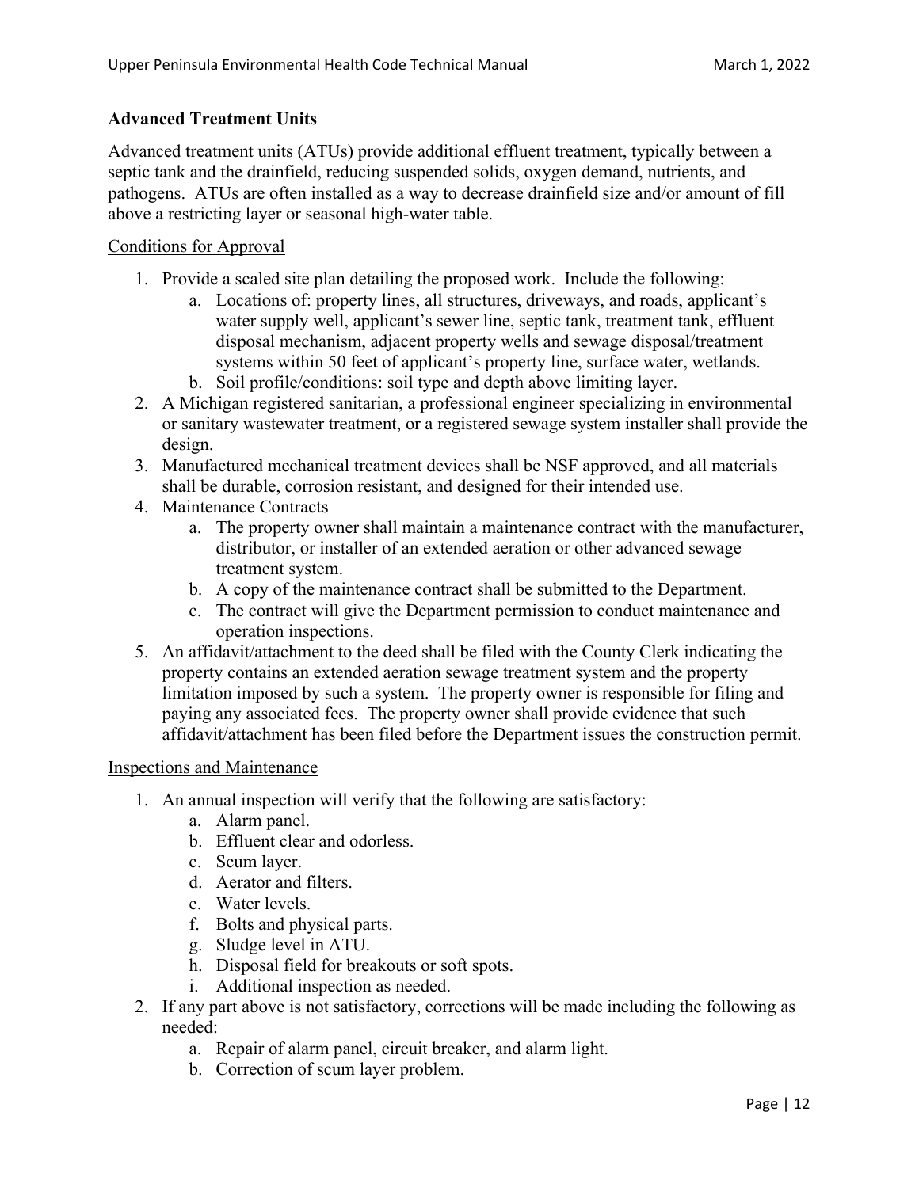## Advanced Treatment Units

Advanced treatment units (ATUs) provide additional effluent treatment, typically between a septic tank and the drainfield, reducing suspended solids, oxygen demand, nutrients, and pathogens. ATUs are often installed as a way to decrease drainfield size and/or amount of fill above a restricting layer or seasonal high-water table.

### Conditions for Approval

1. Provide a scaled site plan detailing the proposed work. Include the following:
    a. Locations of: property lines, all structures, driveways, and roads, applicant's water supply well, applicant's sewer line, septic tank, treatment tank, effluent disposal mechanism, adjacent property wells and sewage disposal/treatment systems within 50 feet of applicant's property line, surface water, wetlands.
    b. Soil profile/conditions: soil type and depth above limiting layer.
2. A Michigan registered sanitarian, a professional engineer specializing in environmental or sanitary wastewater treatment, or a registered sewage system installer shall provide the design.
3. Manufactured mechanical treatment devices shall be NSF approved, and all materials shall be durable, corrosion resistant, and designed for their intended use.
4. Maintenance Contracts
    a. The property owner shall maintain a maintenance contract with the manufacturer, distributor, or installer of an extended aeration or other advanced sewage treatment system.
    b. A copy of the maintenance contract shall be submitted to the Department.
    c. The contract will give the Department permission to conduct maintenance and operation inspections.
5. An affidavit/attachment to the deed shall be filed with the County Clerk indicating the property contains an extended aeration sewage treatment system and the property limitation imposed by such a system. The property owner is responsible for filing and paying any associated fees. The property owner shall provide evidence that such affidavit/attachment has been filed before the Department issues the construction permit.

### Inspections and Maintenance

1. An annual inspection will verify that the following are satisfactory:
    a. Alarm panel.
    b. Effluent clear and odorless.
    c. Scum layer.
    d. Aerator and filters.
    e. Water levels.
    f. Bolts and physical parts.
    g. Sludge level in ATU.
    h. Disposal field for breakouts or soft spots.
    i. Additional inspection as needed.
2. If any part above is not satisfactory, corrections will be made including the following as needed:
    a. Repair of alarm panel, circuit breaker, and alarm light.
    b. Correction of scum layer problem.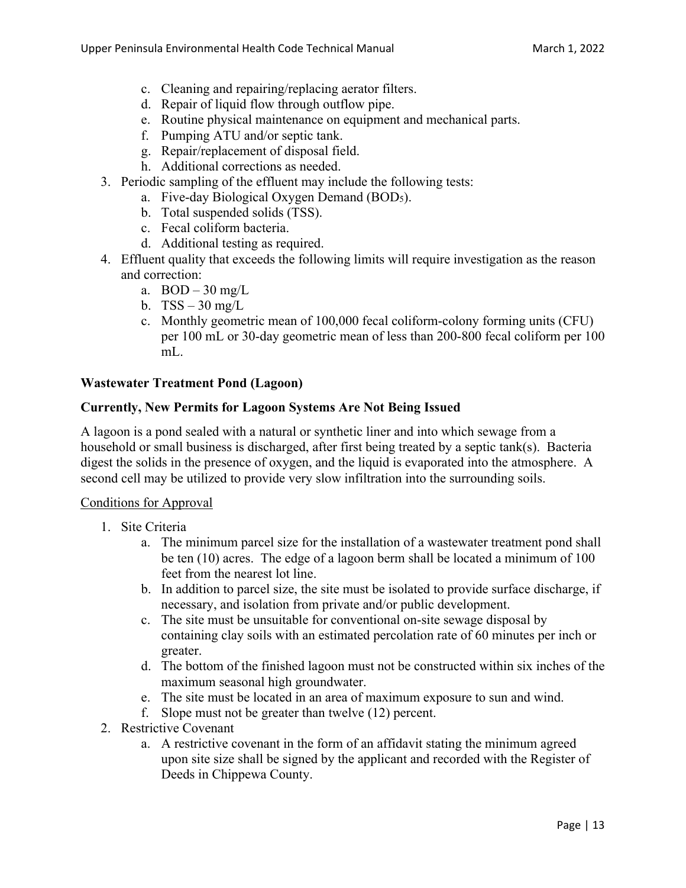- c. Cleaning and repairing/replacing aerator filters.
   - d. Repair of liquid flow through outflow pipe.
   - e. Routine physical maintenance on equipment and mechanical parts.
   - f. Pumping ATU and/or septic tank.
   - g. Repair/replacement of disposal field.
   - h. Additional corrections as needed.
3. Periodic sampling of the effluent may include the following tests:
   - a. Five-day Biological Oxygen Demand ($BOD_5$).
   - b. Total suspended solids (TSS).
   - c. Fecal coliform bacteria.
   - d. Additional testing as required.
4. Effluent quality that exceeds the following limits will require investigation as the reason and correction:
   - a. BOD – 30 mg/L
   - b. TSS – 30 mg/L
   - c. Monthly geometric mean of 100,000 fecal coliform-colony forming units (CFU) per 100 mL or 30-day geometric mean of less than 200-800 fecal coliform per 100 mL.

**Wastewater Treatment Pond (Lagoon)**

**Currently, New Permits for Lagoon Systems Are Not Being Issued**

A lagoon is a pond sealed with a natural or synthetic liner and into which sewage from a household or small business is discharged, after first being treated by a septic tank(s). Bacteria digest the solids in the presence of oxygen, and the liquid is evaporated into the atmosphere. A second cell may be utilized to provide very slow infiltration into the surrounding soils.

<u>Conditions for Approval</u>

1. Site Criteria
   - a. The minimum parcel size for the installation of a wastewater treatment pond shall be ten (10) acres. The edge of a lagoon berm shall be located a minimum of 100 feet from the nearest lot line.
   - b. In addition to parcel size, the site must be isolated to provide surface discharge, if necessary, and isolation from private and/or public development.
   - c. The site must be unsuitable for conventional on-site sewage disposal by containing clay soils with an estimated percolation rate of 60 minutes per inch or greater.
   - d. The bottom of the finished lagoon must not be constructed within six inches of the maximum seasonal high groundwater.
   - e. The site must be located in an area of maximum exposure to sun and wind.
   - f. Slope must not be greater than twelve (12) percent.
2. Restrictive Covenant
   - a. A restrictive covenant in the form of an affidavit stating the minimum agreed upon site size shall be signed by the applicant and recorded with the Register of Deeds in Chippewa County.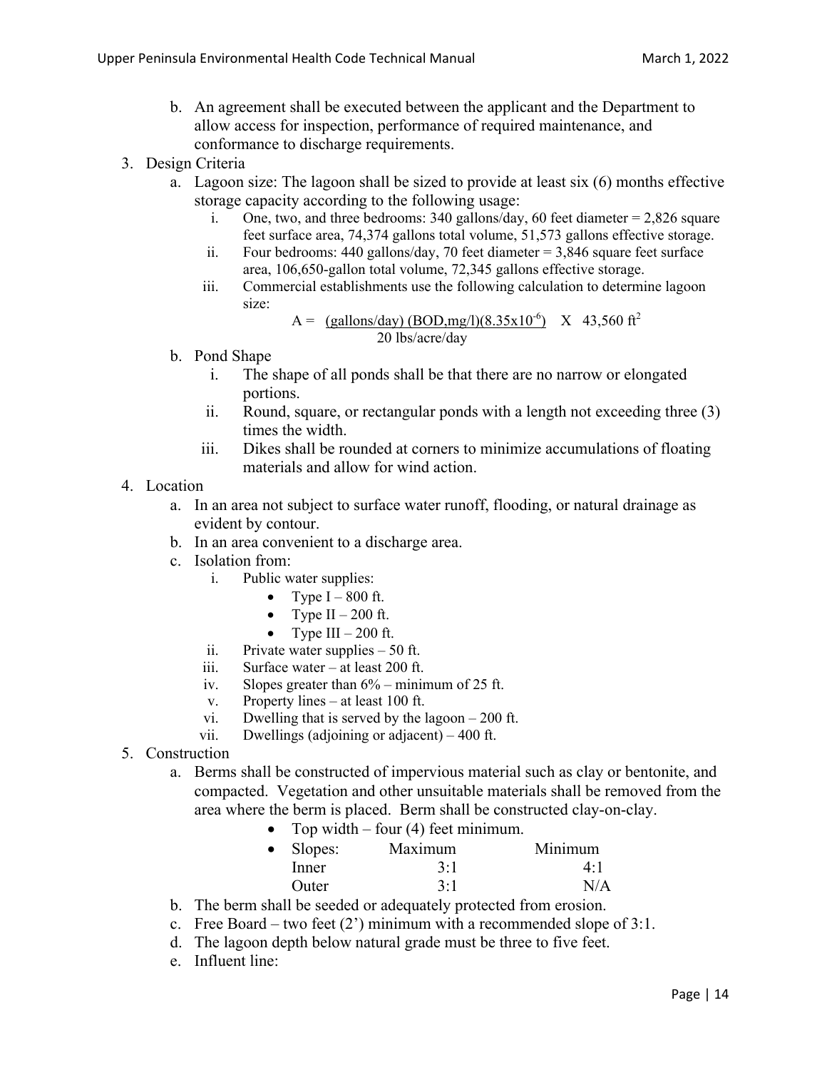b. An agreement shall be executed between the applicant and the Department to allow access for inspection, performance of required maintenance, and conformance to discharge requirements.

3. Design Criteria
   a. Lagoon size: The lagoon shall be sized to provide at least six (6) months effective storage capacity according to the following usage:
      i. One, two, and three bedrooms: 340 gallons/day, 60 feet diameter = 2,826 square feet surface area, 74,374 gallons total volume, 51,573 gallons effective storage.
      ii. Four bedrooms: 440 gallons/day, 70 feet diameter = 3,846 square feet surface area, 106,650-gallon total volume, 72,345 gallons effective storage.
      iii. Commercial establishments use the following calculation to determine lagoon size:

$$A = \frac{(\text{gallons/day})\ (\text{BOD,mg/l})(8.35\text{x}10^{-6})}{20\ \text{lbs/acre/day}} \quad \text{X} \quad 43{,}560\ \text{ft}^2$$

   b. Pond Shape
      i. The shape of all ponds shall be that there are no narrow or elongated portions.
      ii. Round, square, or rectangular ponds with a length not exceeding three (3) times the width.
      iii. Dikes shall be rounded at corners to minimize accumulations of floating materials and allow for wind action.

4. Location
   a. In an area not subject to surface water runoff, flooding, or natural drainage as evident by contour.
   b. In an area convenient to a discharge area.
   c. Isolation from:
      i. Public water supplies:
         - Type I – 800 ft.
         - Type II – 200 ft.
         - Type III – 200 ft.
      ii. Private water supplies – 50 ft.
      iii. Surface water – at least 200 ft.
      iv. Slopes greater than 6% – minimum of 25 ft.
      v. Property lines – at least 100 ft.
      vi. Dwelling that is served by the lagoon – 200 ft.
      vii. Dwellings (adjoining or adjacent) – 400 ft.

5. Construction
   a. Berms shall be constructed of impervious material such as clay or bentonite, and compacted. Vegetation and other unsuitable materials shall be removed from the area where the berm is placed. Berm shall be constructed clay-on-clay.
      - Top width – four (4) feet minimum.
      - Slopes:

| Slopes | Maximum | Minimum |
|---|---|---|
| Inner | 3:1 | 4:1 |
| Outer | 3:1 | N/A |

   b. The berm shall be seeded or adequately protected from erosion.
   c. Free Board – two feet (2') minimum with a recommended slope of 3:1.
   d. The lagoon depth below natural grade must be three to five feet.
   e. Influent line: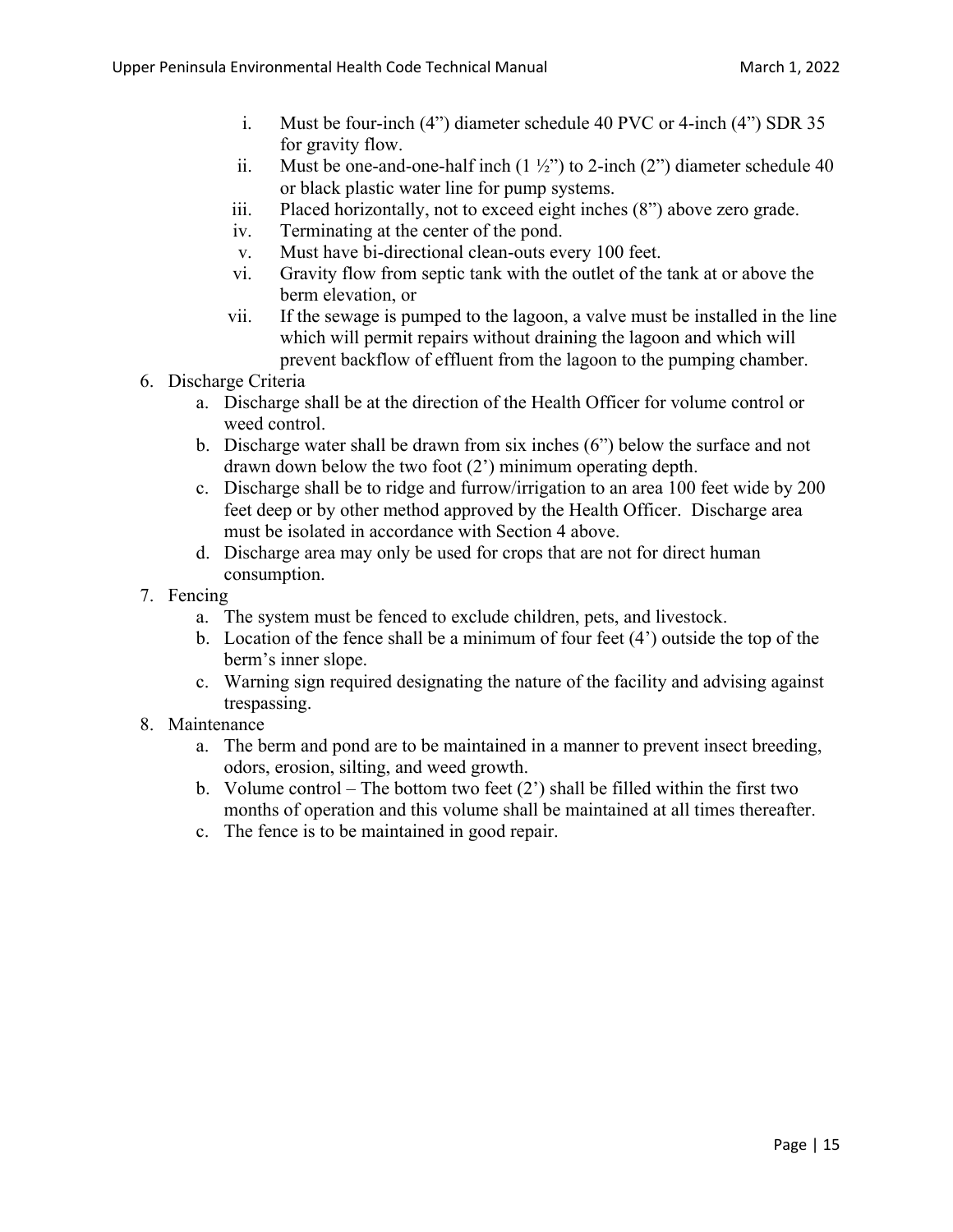i. Must be four-inch (4") diameter schedule 40 PVC or 4-inch (4") SDR 35 for gravity flow.
  ii. Must be one-and-one-half inch (1 ½") to 2-inch (2") diameter schedule 40 or black plastic water line for pump systems.
  iii. Placed horizontally, not to exceed eight inches (8") above zero grade.
  iv. Terminating at the center of the pond.
  v. Must have bi-directional clean-outs every 100 feet.
  vi. Gravity flow from septic tank with the outlet of the tank at or above the berm elevation, or
  vii. If the sewage is pumped to the lagoon, a valve must be installed in the line which will permit repairs without draining the lagoon and which will prevent backflow of effluent from the lagoon to the pumping chamber.

6. Discharge Criteria
   a. Discharge shall be at the direction of the Health Officer for volume control or weed control.
   b. Discharge water shall be drawn from six inches (6") below the surface and not drawn down below the two foot (2') minimum operating depth.
   c. Discharge shall be to ridge and furrow/irrigation to an area 100 feet wide by 200 feet deep or by other method approved by the Health Officer. Discharge area must be isolated in accordance with Section 4 above.
   d. Discharge area may only be used for crops that are not for direct human consumption.
7. Fencing
   a. The system must be fenced to exclude children, pets, and livestock.
   b. Location of the fence shall be a minimum of four feet (4') outside the top of the berm's inner slope.
   c. Warning sign required designating the nature of the facility and advising against trespassing.
8. Maintenance
   a. The berm and pond are to be maintained in a manner to prevent insect breeding, odors, erosion, silting, and weed growth.
   b. Volume control – The bottom two feet (2') shall be filled within the first two months of operation and this volume shall be maintained at all times thereafter.
   c. The fence is to be maintained in good repair.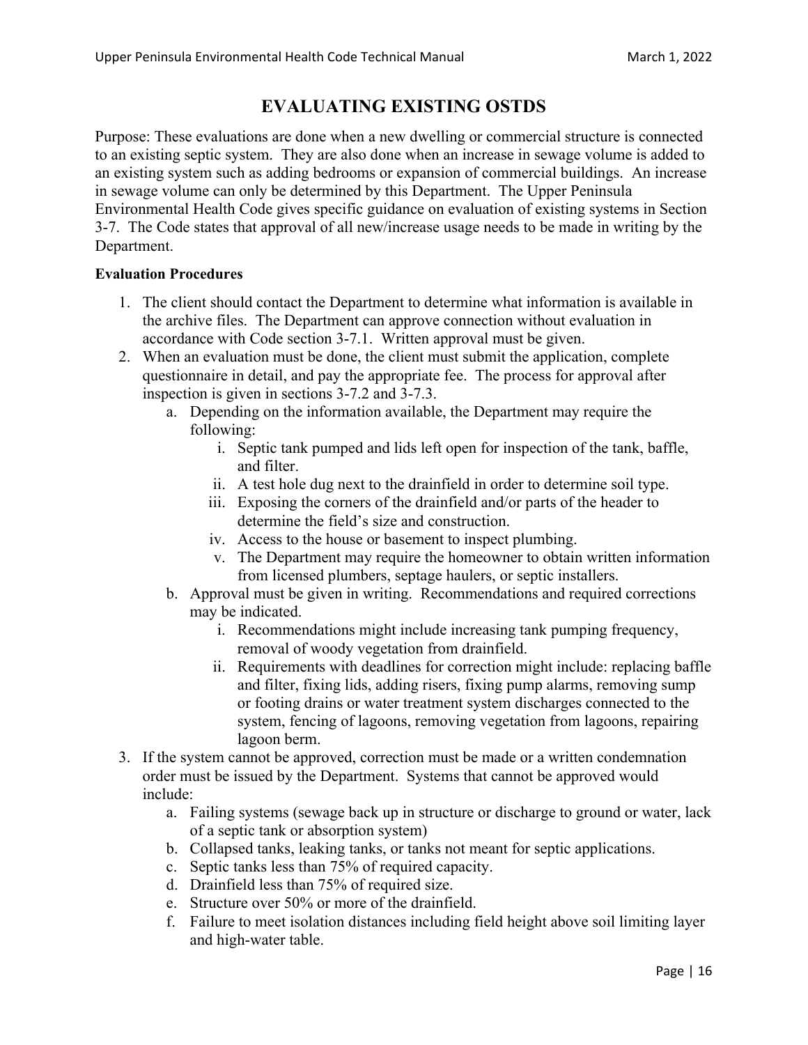# EVALUATING EXISTING OSTDS

Purpose: These evaluations are done when a new dwelling or commercial structure is connected to an existing septic system. They are also done when an increase in sewage volume is added to an existing system such as adding bedrooms or expansion of commercial buildings. An increase in sewage volume can only be determined by this Department. The Upper Peninsula Environmental Health Code gives specific guidance on evaluation of existing systems in Section 3-7. The Code states that approval of all new/increase usage needs to be made in writing by the Department.

**Evaluation Procedures**

1. The client should contact the Department to determine what information is available in the archive files. The Department can approve connection without evaluation in accordance with Code section 3-7.1. Written approval must be given.
2. When an evaluation must be done, the client must submit the application, complete questionnaire in detail, and pay the appropriate fee. The process for approval after inspection is given in sections 3-7.2 and 3-7.3.
    a. Depending on the information available, the Department may require the following:
        i. Septic tank pumped and lids left open for inspection of the tank, baffle, and filter.
        ii. A test hole dug next to the drainfield in order to determine soil type.
        iii. Exposing the corners of the drainfield and/or parts of the header to determine the field's size and construction.
        iv. Access to the house or basement to inspect plumbing.
        v. The Department may require the homeowner to obtain written information from licensed plumbers, septage haulers, or septic installers.
    b. Approval must be given in writing. Recommendations and required corrections may be indicated.
        i. Recommendations might include increasing tank pumping frequency, removal of woody vegetation from drainfield.
        ii. Requirements with deadlines for correction might include: replacing baffle and filter, fixing lids, adding risers, fixing pump alarms, removing sump or footing drains or water treatment system discharges connected to the system, fencing of lagoons, removing vegetation from lagoons, repairing lagoon berm.
3. If the system cannot be approved, correction must be made or a written condemnation order must be issued by the Department. Systems that cannot be approved would include:
    a. Failing systems (sewage back up in structure or discharge to ground or water, lack of a septic tank or absorption system)
    b. Collapsed tanks, leaking tanks, or tanks not meant for septic applications.
    c. Septic tanks less than 75% of required capacity.
    d. Drainfield less than 75% of required size.
    e. Structure over 50% or more of the drainfield.
    f. Failure to meet isolation distances including field height above soil limiting layer and high-water table.